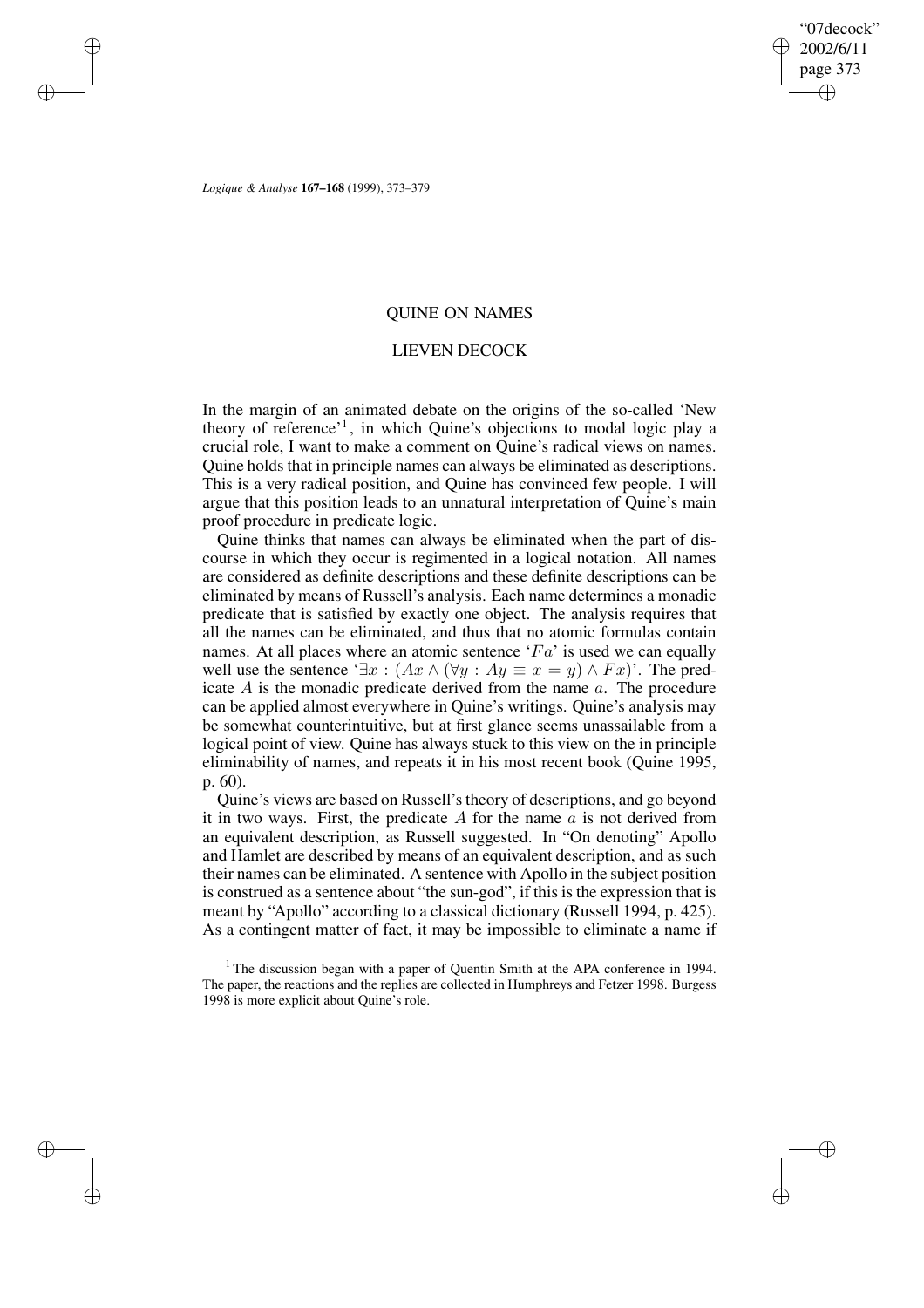# QUINE ON NAMES

## LIEVEN DECOCK

In the margin of an animated debate on the origins of the so-called 'New theory of reference'[1], in which Quine's objections to modal logic play a crucial role, I want to make a comment on Quine's radical views on names. Quine holds that in principle names can always be eliminated as descriptions. This is a very radical position, and Quine has convinced few people. I will argue that this position leads to an unnatural interpretation of Quine's main proof procedure in predicate logic.

Quine thinks that names can always be eliminated when the part of discourse in which they occur is regimented in a logical notation. All names are considered as definite descriptions and these definite descriptions can be eliminated by means of Russell's analysis. Each name determines a monadic predicate that is satisfied by exactly one object. The analysis requires that all the names can be eliminated, and thus that no atomic formulas contain names. At all places where an atomic sentence '$Fa$' is used we can equally well use the sentence '$\exists x : (Ax \wedge (\forall y : Ay \equiv x = y) \wedge Fx)$'. The predicate $A$ is the monadic predicate derived from the name $a$. The procedure can be applied almost everywhere in Quine's writings. Quine's analysis may be somewhat counterintuitive, but at first glance seems unassailable from a logical point of view. Quine has always stuck to this view on the in principle eliminability of names, and repeats it in his most recent book (Quine 1995, p. 60).

Quine's views are based on Russell's theory of descriptions, and go beyond it in two ways. First, the predicate $A$ for the name $a$ is not derived from an equivalent description, as Russell suggested. In "On denoting" Apollo and Hamlet are described by means of an equivalent description, and as such their names can be eliminated. A sentence with Apollo in the subject position is construed as a sentence about "the sun-god", if this is the expression that is meant by "Apollo" according to a classical dictionary (Russell 1994, p. 425). As a contingent matter of fact, it may be impossible to eliminate a name if

[1] The discussion began with a paper of Quentin Smith at the APA conference in 1994. The paper, the reactions and the replies are collected in Humphreys and Fetzer 1998. Burgess 1998 is more explicit about Quine's role.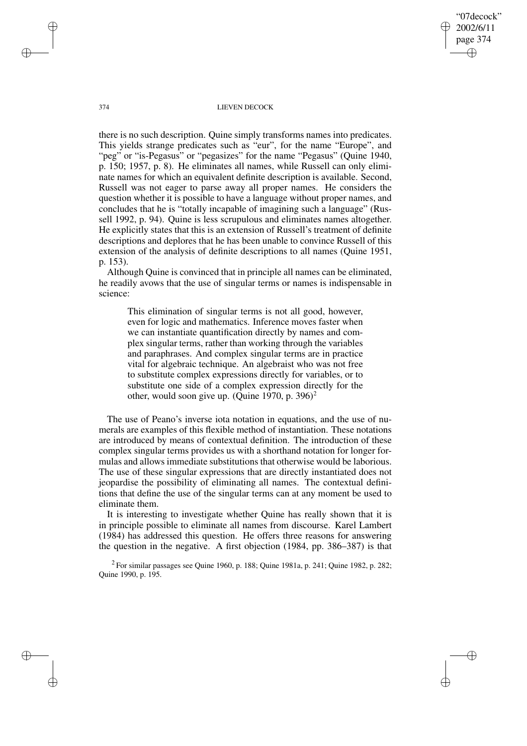there is no such description. Quine simply transforms names into predicates. This yields strange predicates such as "eur", for the name "Europe", and "peg" or "is-Pegasus" or "pegasizes" for the name "Pegasus" (Quine 1940, p. 150; 1957, p. 8). He eliminates all names, while Russell can only eliminate names for which an equivalent definite description is available. Second, Russell was not eager to parse away all proper names. He considers the question whether it is possible to have a language without proper names, and concludes that he is "totally incapable of imagining such a language" (Russell 1992, p. 94). Quine is less scrupulous and eliminates names altogether. He explicitly states that this is an extension of Russell's treatment of definite descriptions and deplores that he has been unable to convince Russell of this extension of the analysis of definite descriptions to all names (Quine 1951, p. 153).

Although Quine is convinced that in principle all names can be eliminated, he readily avows that the use of singular terms or names is indispensable in science:

> This elimination of singular terms is not all good, however, even for logic and mathematics. Inference moves faster when we can instantiate quantification directly by names and complex singular terms, rather than working through the variables and paraphrases. And complex singular terms are in practice vital for algebraic technique. An algebraist who was not free to substitute complex expressions directly for variables, or to substitute one side of a complex expression directly for the other, would soon give up. (Quine 1970, p. 396)[2]

The use of Peano's inverse iota notation in equations, and the use of numerals are examples of this flexible method of instantiation. These notations are introduced by means of contextual definition. The introduction of these complex singular terms provides us with a shorthand notation for longer formulas and allows immediate substitutions that otherwise would be laborious. The use of these singular expressions that are directly instantiated does not jeopardise the possibility of eliminating all names. The contextual definitions that define the use of the singular terms can at any moment be used to eliminate them.

It is interesting to investigate whether Quine has really shown that it is in principle possible to eliminate all names from discourse. Karel Lambert (1984) has addressed this question. He offers three reasons for answering the question in the negative. A first objection (1984, pp. 386–387) is that

[2] For similar passages see Quine 1960, p. 188; Quine 1981a, p. 241; Quine 1982, p. 282; Quine 1990, p. 195.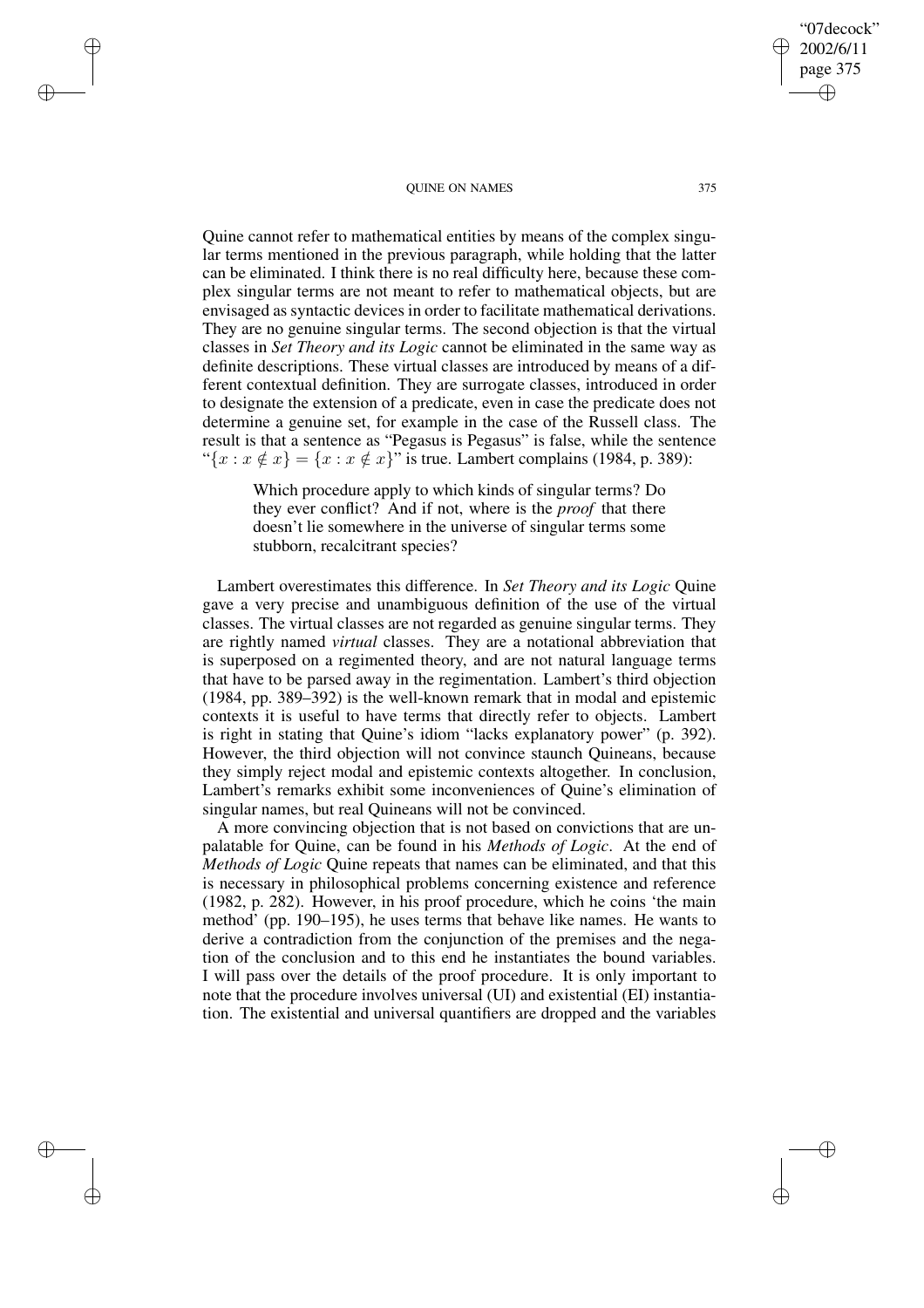Quine cannot refer to mathematical entities by means of the complex singular terms mentioned in the previous paragraph, while holding that the latter can be eliminated. I think there is no real difficulty here, because these complex singular terms are not meant to refer to mathematical objects, but are envisaged as syntactic devices in order to facilitate mathematical derivations. They are no genuine singular terms. The second objection is that the virtual classes in *Set Theory and its Logic* cannot be eliminated in the same way as definite descriptions. These virtual classes are introduced by means of a different contextual definition. They are surrogate classes, introduced in order to designate the extension of a predicate, even in case the predicate does not determine a genuine set, for example in the case of the Russell class. The result is that a sentence as "Pegasus is Pegasus" is false, while the sentence "$\{x : x \notin x\} = \{x : x \notin x\}$" is true. Lambert complains (1984, p. 389):

> Which procedure apply to which kinds of singular terms? Do they ever conflict? And if not, where is the *proof* that there doesn't lie somewhere in the universe of singular terms some stubborn, recalcitrant species?

Lambert overestimates this difference. In *Set Theory and its Logic* Quine gave a very precise and unambiguous definition of the use of the virtual classes. The virtual classes are not regarded as genuine singular terms. They are rightly named *virtual* classes. They are a notational abbreviation that is superposed on a regimented theory, and are not natural language terms that have to be parsed away in the regimentation. Lambert's third objection (1984, pp. 389–392) is the well-known remark that in modal and epistemic contexts it is useful to have terms that directly refer to objects. Lambert is right in stating that Quine's idiom "lacks explanatory power" (p. 392). However, the third objection will not convince staunch Quineans, because they simply reject modal and epistemic contexts altogether. In conclusion, Lambert's remarks exhibit some inconveniences of Quine's elimination of singular names, but real Quineans will not be convinced.

A more convincing objection that is not based on convictions that are unpalatable for Quine, can be found in his *Methods of Logic*. At the end of *Methods of Logic* Quine repeats that names can be eliminated, and that this is necessary in philosophical problems concerning existence and reference (1982, p. 282). However, in his proof procedure, which he coins 'the main method' (pp. 190–195), he uses terms that behave like names. He wants to derive a contradiction from the conjunction of the premises and the negation of the conclusion and to this end he instantiates the bound variables. I will pass over the details of the proof procedure. It is only important to note that the procedure involves universal (UI) and existential (EI) instantiation. The existential and universal quantifiers are dropped and the variables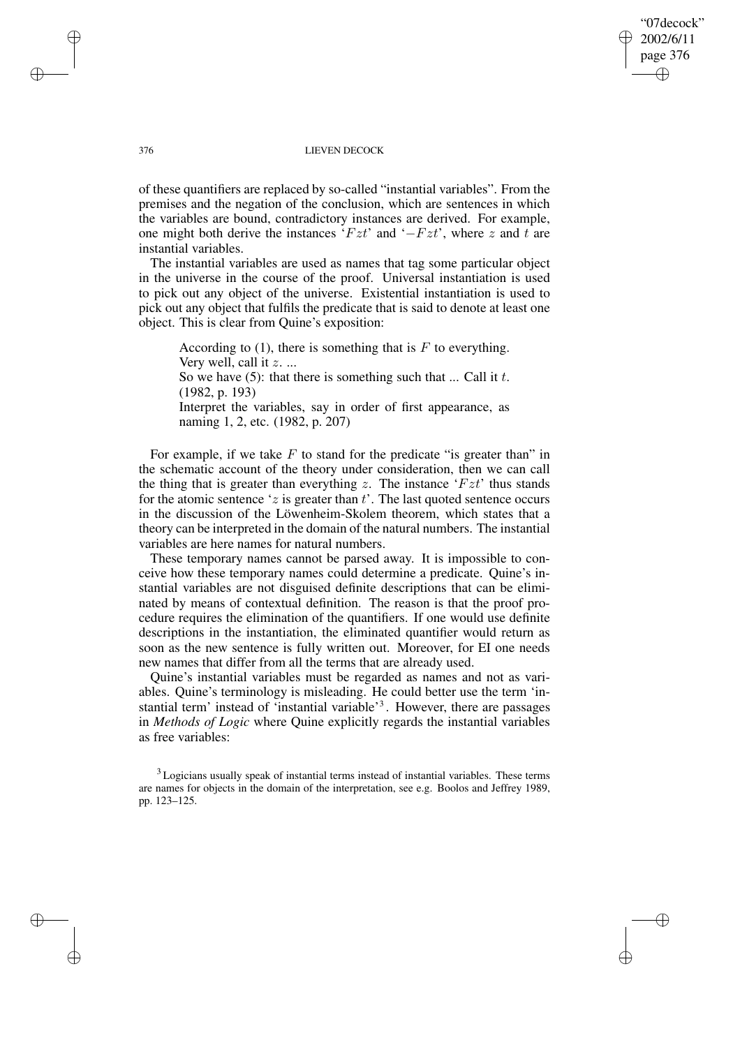of these quantifiers are replaced by so-called "instantial variables". From the premises and the negation of the conclusion, which are sentences in which the variables are bound, contradictory instances are derived. For example, one might both derive the instances '$Fzt$' and '$-Fzt$', where $z$ and $t$ are instantial variables.

The instantial variables are used as names that tag some particular object in the universe in the course of the proof. Universal instantiation is used to pick out any object of the universe. Existential instantiation is used to pick out any object that fulfils the predicate that is said to denote at least one object. This is clear from Quine's exposition:

> According to (1), there is something that is $F$ to everything. Very well, call it $z$. ...
> So we have (5): that there is something such that ... Call it $t$. (1982, p. 193)
> Interpret the variables, say in order of first appearance, as naming 1, 2, etc. (1982, p. 207)

For example, if we take $F$ to stand for the predicate "is greater than" in the schematic account of the theory under consideration, then we can call the thing that is greater than everything $z$. The instance '$Fzt$' thus stands for the atomic sentence '$z$ is greater than $t$'. The last quoted sentence occurs in the discussion of the Löwenheim-Skolem theorem, which states that a theory can be interpreted in the domain of the natural numbers. The instantial variables are here names for natural numbers.

These temporary names cannot be parsed away. It is impossible to conceive how these temporary names could determine a predicate. Quine's instantial variables are not disguised definite descriptions that can be eliminated by means of contextual definition. The reason is that the proof procedure requires the elimination of the quantifiers. If one would use definite descriptions in the instantiation, the eliminated quantifier would return as soon as the new sentence is fully written out. Moreover, for EI one needs new names that differ from all the terms that are already used.

Quine's instantial variables must be regarded as names and not as variables. Quine's terminology is misleading. He could better use the term 'instantial term' instead of 'instantial variable'[3]. However, there are passages in *Methods of Logic* where Quine explicitly regards the instantial variables as free variables:

[3] Logicians usually speak of instantial terms instead of instantial variables. These terms are names for objects in the domain of the interpretation, see e.g. Boolos and Jeffrey 1989, pp. 123–125.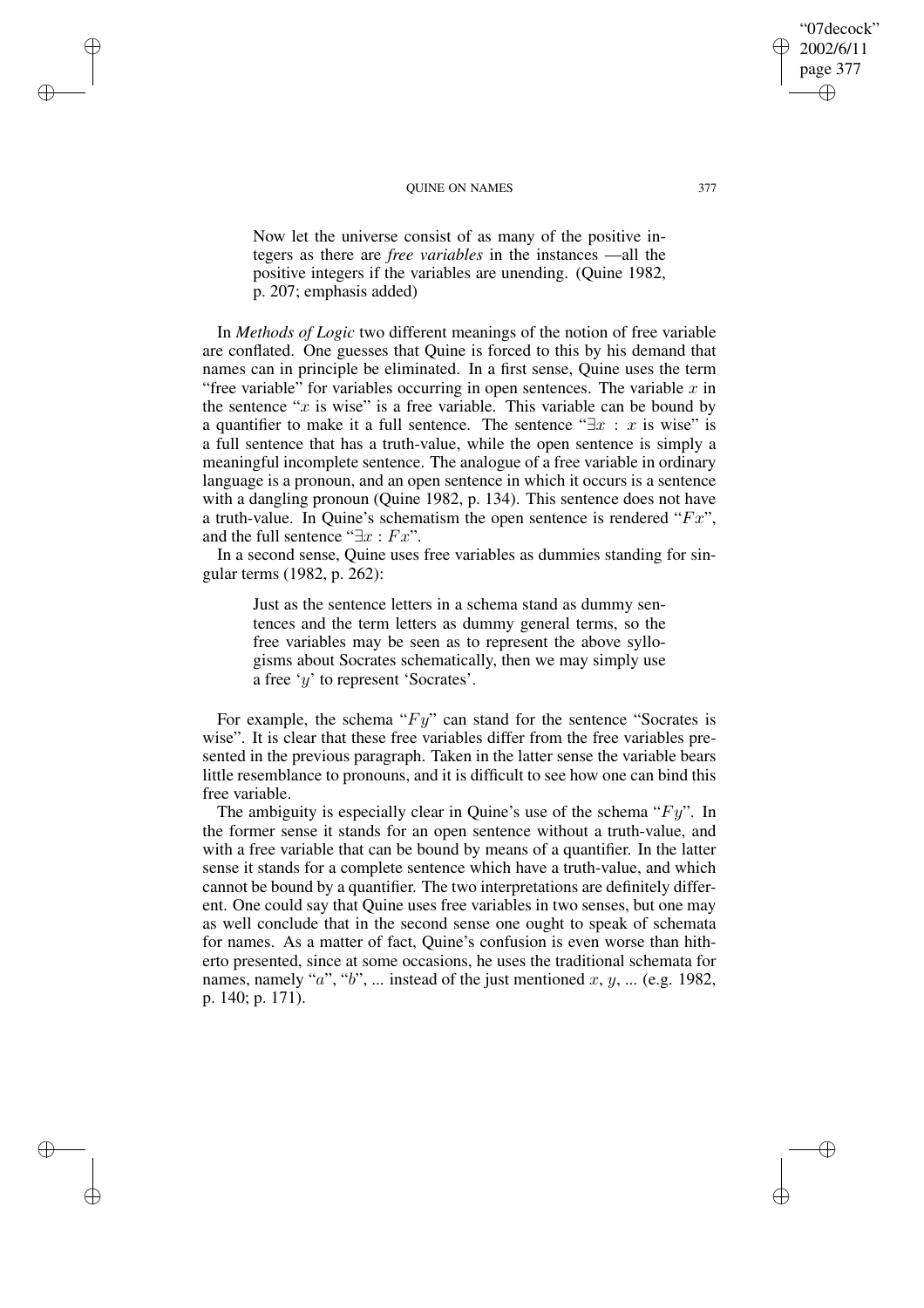> Now let the universe consist of as many of the positive integers as there are *free variables* in the instances —all the positive integers if the variables are unending. (Quine 1982, p. 207; emphasis added)

In *Methods of Logic* two different meanings of the notion of free variable are conflated. One guesses that Quine is forced to this by his demand that names can in principle be eliminated. In a first sense, Quine uses the term "free variable" for variables occurring in open sentences. The variable $x$ in the sentence "$x$ is wise" is a free variable. This variable can be bound by a quantifier to make it a full sentence. The sentence "$\exists x$ : $x$ is wise" is a full sentence that has a truth-value, while the open sentence is simply a meaningful incomplete sentence. The analogue of a free variable in ordinary language is a pronoun, and an open sentence in which it occurs is a sentence with a dangling pronoun (Quine 1982, p. 134). This sentence does not have a truth-value. In Quine's schematism the open sentence is rendered "$Fx$", and the full sentence "$\exists x : Fx$".

In a second sense, Quine uses free variables as dummies standing for singular terms (1982, p. 262):

> Just as the sentence letters in a schema stand as dummy sentences and the term letters as dummy general terms, so the free variables may be seen as to represent the above syllogisms about Socrates schematically, then we may simply use a free '$y$' to represent 'Socrates'.

For example, the schema "$Fy$" can stand for the sentence "Socrates is wise". It is clear that these free variables differ from the free variables presented in the previous paragraph. Taken in the latter sense the variable bears little resemblance to pronouns, and it is difficult to see how one can bind this free variable.

The ambiguity is especially clear in Quine's use of the schema "$Fy$". In the former sense it stands for an open sentence without a truth-value, and with a free variable that can be bound by means of a quantifier. In the latter sense it stands for a complete sentence which have a truth-value, and which cannot be bound by a quantifier. The two interpretations are definitely different. One could say that Quine uses free variables in two senses, but one may as well conclude that in the second sense one ought to speak of schemata for names. As a matter of fact, Quine's confusion is even worse than hitherto presented, since at some occasions, he uses the traditional schemata for names, namely "$a$", "$b$", ... instead of the just mentioned $x$, $y$, ... (e.g. 1982, p. 140; p. 171).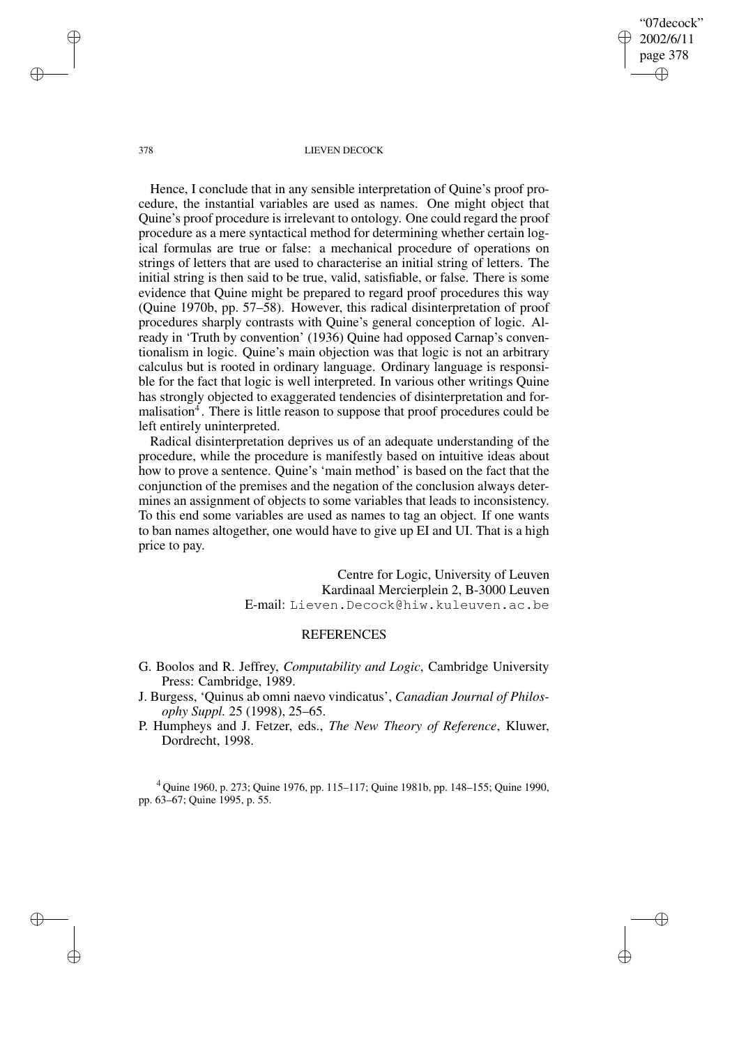Hence, I conclude that in any sensible interpretation of Quine's proof procedure, the instantial variables are used as names. One might object that Quine's proof procedure is irrelevant to ontology. One could regard the proof procedure as a mere syntactical method for determining whether certain logical formulas are true or false: a mechanical procedure of operations on strings of letters that are used to characterise an initial string of letters. The initial string is then said to be true, valid, satisfiable, or false. There is some evidence that Quine might be prepared to regard proof procedures this way (Quine 1970b, pp. 57–58). However, this radical disinterpretation of proof procedures sharply contrasts with Quine's general conception of logic. Already in 'Truth by convention' (1936) Quine had opposed Carnap's conventionalism in logic. Quine's main objection was that logic is not an arbitrary calculus but is rooted in ordinary language. Ordinary language is responsible for the fact that logic is well interpreted. In various other writings Quine has strongly objected to exaggerated tendencies of disinterpretation and formalisation[4]. There is little reason to suppose that proof procedures could be left entirely uninterpreted.

Radical disinterpretation deprives us of an adequate understanding of the procedure, while the procedure is manifestly based on intuitive ideas about how to prove a sentence. Quine's 'main method' is based on the fact that the conjunction of the premises and the negation of the conclusion always determines an assignment of objects to some variables that leads to inconsistency. To this end some variables are used as names to tag an object. If one wants to ban names altogether, one would have to give up EI and UI. That is a high price to pay.

Centre for Logic, University of Leuven
Kardinaal Mercierplein 2, B-3000 Leuven
E-mail: Lieven.Decock@hiw.kuleuven.ac.be

## REFERENCES

- G. Boolos and R. Jeffrey, *Computability and Logic*, Cambridge University Press: Cambridge, 1989.
- J. Burgess, 'Quinus ab omni naevo vindicatus', *Canadian Journal of Philosophy Suppl.* 25 (1998), 25–65.
- P. Humpheys and J. Fetzer, eds., *The New Theory of Reference*, Kluwer, Dordrecht, 1998.

[4] Quine 1960, p. 273; Quine 1976, pp. 115–117; Quine 1981b, pp. 148–155; Quine 1990, pp. 63–67; Quine 1995, p. 55.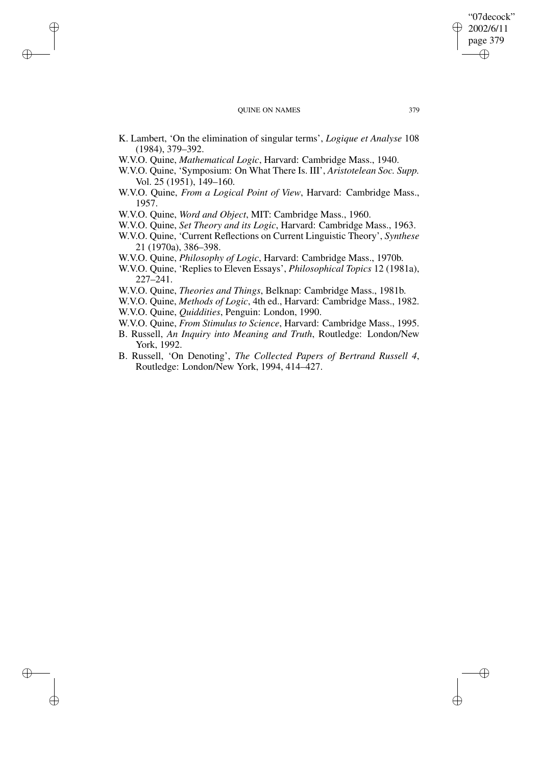K. Lambert, 'On the elimination of singular terms', *Logique et Analyse* 108 (1984), 379–392.

W.V.O. Quine, *Mathematical Logic*, Harvard: Cambridge Mass., 1940.

W.V.O. Quine, 'Symposium: On What There Is. III', *Aristotelean Soc. Supp.* Vol. 25 (1951), 149–160.

W.V.O. Quine, *From a Logical Point of View*, Harvard: Cambridge Mass., 1957.

W.V.O. Quine, *Word and Object*, MIT: Cambridge Mass., 1960.

W.V.O. Quine, *Set Theory and its Logic*, Harvard: Cambridge Mass., 1963.

W.V.O. Quine, 'Current Reflections on Current Linguistic Theory', *Synthese* 21 (1970a), 386–398.

W.V.O. Quine, *Philosophy of Logic*, Harvard: Cambridge Mass., 1970b.

W.V.O. Quine, 'Replies to Eleven Essays', *Philosophical Topics* 12 (1981a), 227–241.

W.V.O. Quine, *Theories and Things*, Belknap: Cambridge Mass., 1981b.

W.V.O. Quine, *Methods of Logic*, 4th ed., Harvard: Cambridge Mass., 1982.

W.V.O. Quine, *Quiddities*, Penguin: London, 1990.

W.V.O. Quine, *From Stimulus to Science*, Harvard: Cambridge Mass., 1995.

B. Russell, *An Inquiry into Meaning and Truth*, Routledge: London/New York, 1992.

B. Russell, 'On Denoting', *The Collected Papers of Bertrand Russell 4*, Routledge: London/New York, 1994, 414–427.